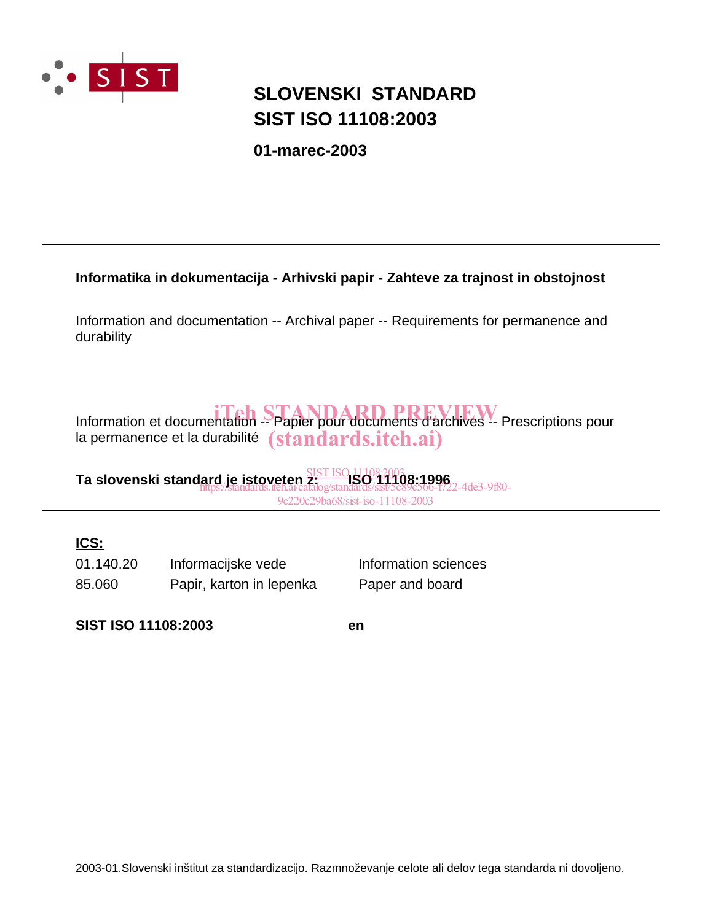# SLOVENSKI STANDARD
# SIST ISO 11108:2003

**01-marec-2003**

---

**Informatika in dokumentacija - Arhivski papir - Zahteve za trajnost in obstojnost**

Information and documentation -- Archival paper -- Requirements for permanence and durability

Information et documentation -- Papier pour documents d'archives -- Prescriptions pour la permanence et la durabilité

**Ta slovenski standard je istoveten z: ISO 11108:1996**

---

**ICS:**

| | | |
|---|---|---|
| 01.140.20 | Informacijske vede | Information sciences |
| 85.060 | Papir, karton in lepenka | Paper and board |

**SIST ISO 11108:2003** **en**

2003-01.Slovenski inštitut za standardizacijo. Razmnoževanje celote ali delov tega standarda ni dovoljeno.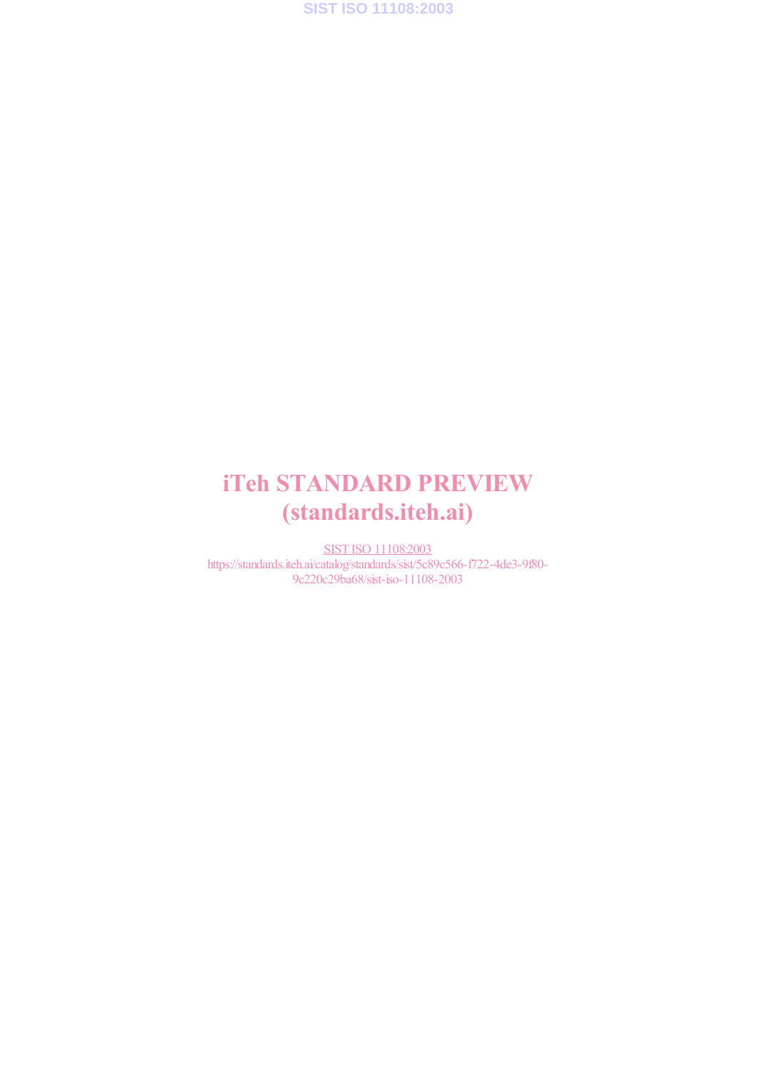iTeh STANDARD PREVIEW
(standards.iteh.ai)

SIST ISO 11108:2003
https://standards.iteh.ai/catalog/standards/sist/5c89c566-f722-4de3-9f80-9c220c29ba68/sist-iso-11108-2003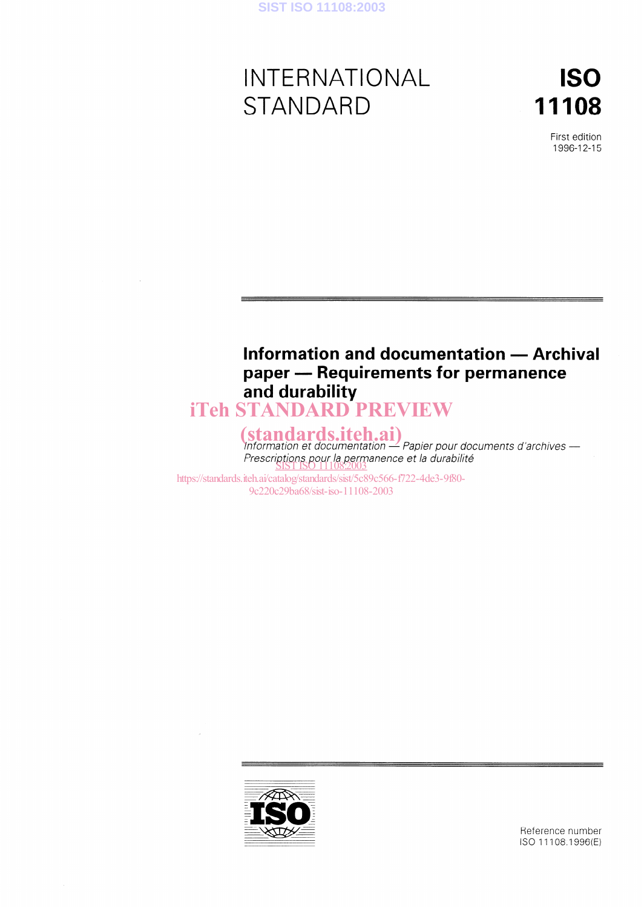# INTERNATIONAL STANDARD

**ISO 11108**

First edition
1996-12-15

## Information and documentation — Archival paper — Requirements for permanence and durability

iTeh STANDARD PREVIEW
(standards.iteh.ai)

*Information et documentation — Papier pour documents d'archives — Prescriptions pour la permanence et la durabilité*

SIST ISO 11108:2003
https://standards.iteh.ai/catalog/standards/sist/5c89c566-f722-4de3-9f80-9c220c29ba68/sist-iso-11108-2003

Reference number
ISO 11108:1996(E)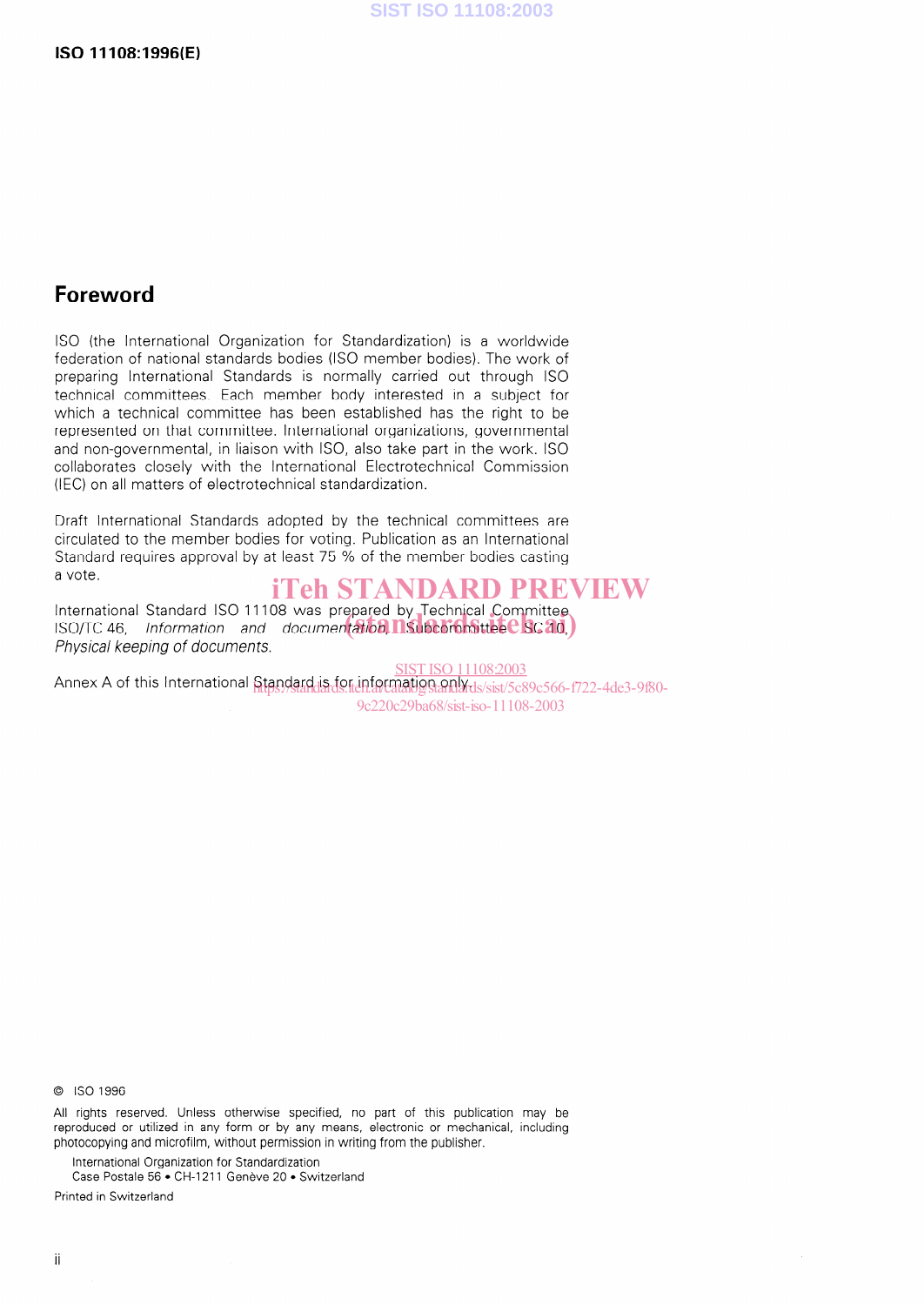## Foreword

ISO (the International Organization for Standardization) is a worldwide federation of national standards bodies (ISO member bodies). The work of preparing International Standards is normally carried out through ISO technical committees. Each member body interested in a subject for which a technical committee has been established has the right to be represented on that committee. International organizations, governmental and non-governmental, in liaison with ISO, also take part in the work. ISO collaborates closely with the International Electrotechnical Commission (IEC) on all matters of electrotechnical standardization.

Draft International Standards adopted by the technical committees are circulated to the member bodies for voting. Publication as an International Standard requires approval by at least 75 % of the member bodies casting a vote.

International Standard ISO 11108 was prepared by Technical Committee ISO/TC 46, *Information and documentation*, Subcommittee SC 10, *Physical keeping of documents*.

Annex A of this International Standard is for information only.

© ISO 1996

All rights reserved. Unless otherwise specified, no part of this publication may be reproduced or utilized in any form or by any means, electronic or mechanical, including photocopying and microfilm, without permission in writing from the publisher.

International Organization for Standardization
Case Postale 56 • CH-1211 Genève 20 • Switzerland

Printed in Switzerland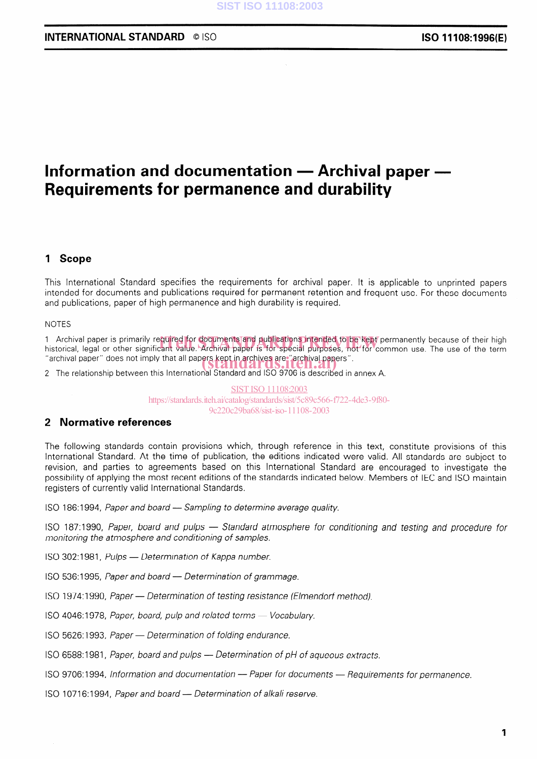# Information and documentation — Archival paper — Requirements for permanence and durability

## 1 Scope

This International Standard specifies the requirements for archival paper. It is applicable to unprinted papers intended for documents and publications required for permanent retention and frequent use. For these documents and publications, paper of high permanence and high durability is required.

NOTES

1 Archival paper is primarily required for documents and publications intended to be kept permanently because of their high historical, legal or other significant value. Archival paper is for special purposes, not for common use. The use of the term "archival paper" does not imply that all papers kept in archives are "archival papers".

2 The relationship between this International Standard and ISO 9706 is described in annex A.

## 2 Normative references

The following standards contain provisions which, through reference in this text, constitute provisions of this International Standard. At the time of publication, the editions indicated were valid. All standards are subject to revision, and parties to agreements based on this International Standard are encouraged to investigate the possibility of applying the most recent editions of the standards indicated below. Members of IEC and ISO maintain registers of currently valid International Standards.

ISO 186:1994, *Paper and board — Sampling to determine average quality.*

ISO 187:1990, *Paper, board and pulps — Standard atmosphere for conditioning and testing and procedure for monitoring the atmosphere and conditioning of samples.*

ISO 302:1981, *Pulps — Determination of Kappa number.*

ISO 536:1995, *Paper and board — Determination of grammage.*

ISO 1974:1990, *Paper — Determination of testing resistance (Elmendorf method).*

ISO 4046:1978, *Paper, board, pulp and related terms — Vocabulary.*

ISO 5626:1993, *Paper — Determination of folding endurance.*

ISO 6588:1981, *Paper, board and pulps — Determination of pH of aqueous extracts.*

ISO 9706:1994, *Information and documentation — Paper for documents — Requirements for permanence.*

ISO 10716:1994, *Paper and board — Determination of alkali reserve.*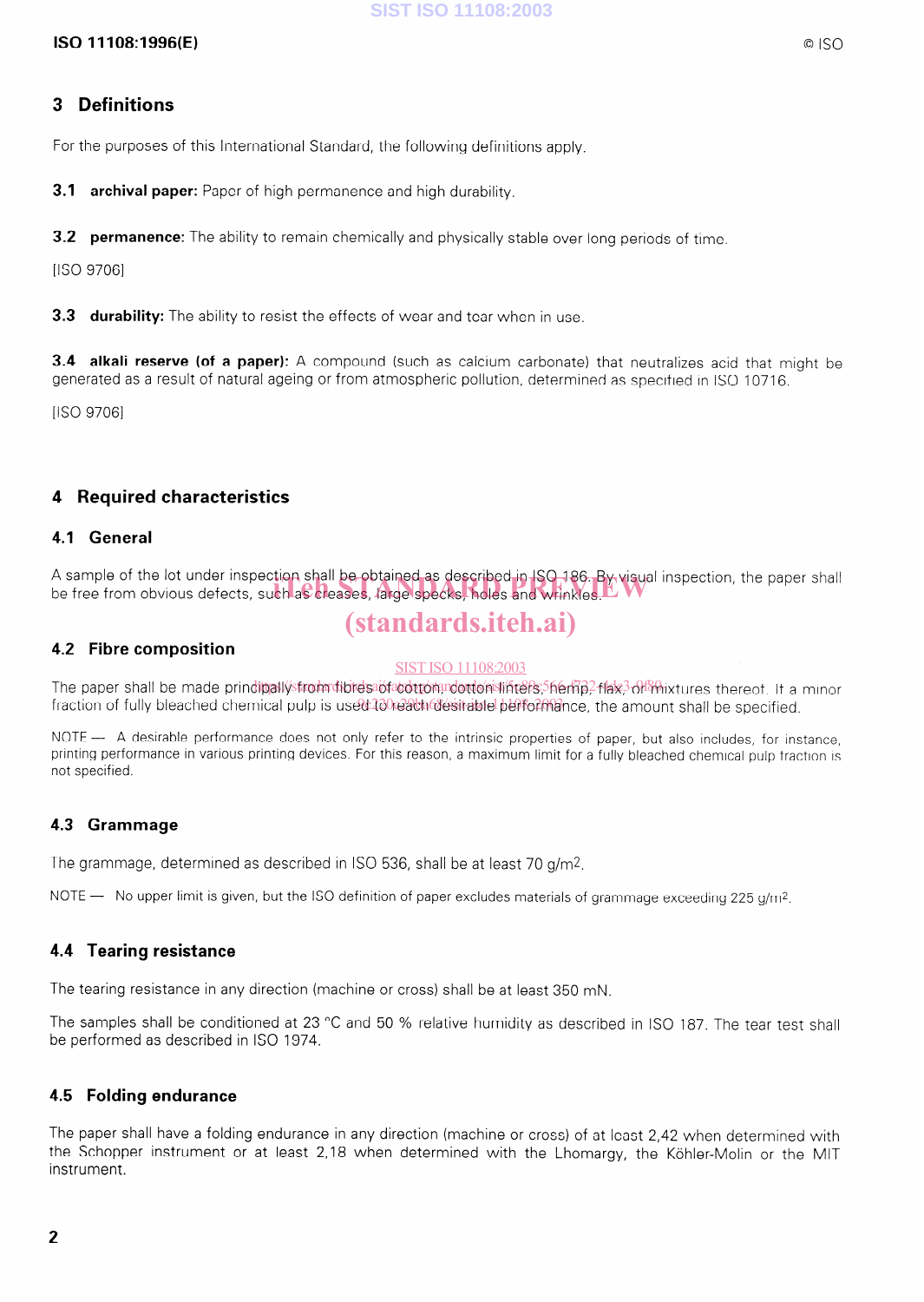## 3 Definitions

For the purposes of this International Standard, the following definitions apply.

**3.1 archival paper:** Paper of high permanence and high durability.

**3.2 permanence:** The ability to remain chemically and physically stable over long periods of time.

[ISO 9706]

**3.3 durability:** The ability to resist the effects of wear and tear when in use.

**3.4 alkali reserve (of a paper):** A compound (such as calcium carbonate) that neutralizes acid that might be generated as a result of natural ageing or from atmospheric pollution, determined as specified in ISO 10716.

[ISO 9706]

## 4 Required characteristics

### 4.1 General

A sample of the lot under inspection shall be obtained as described in ISO 186. By visual inspection, the paper shall be free from obvious defects, such as creases, large specks, holes and wrinkles.

### 4.2 Fibre composition

The paper shall be made principally from fibres of cotton, cotton linters, hemp, flax, or mixtures thereof. If a minor fraction of fully bleached chemical pulp is used to reach desirable performance, the amount shall be specified.

NOTE — A desirable performance does not only refer to the intrinsic properties of paper, but also includes, for instance, printing performance in various printing devices. For this reason, a maximum limit for a fully bleached chemical pulp fraction is not specified.

### 4.3 Grammage

The grammage, determined as described in ISO 536, shall be at least 70 g/m$^2$.

NOTE — No upper limit is given, but the ISO definition of paper excludes materials of grammage exceeding 225 g/m$^2$.

### 4.4 Tearing resistance

The tearing resistance in any direction (machine or cross) shall be at least 350 mN.

The samples shall be conditioned at 23 °C and 50 % relative humidity as described in ISO 187. The tear test shall be performed as described in ISO 1974.

### 4.5 Folding endurance

The paper shall have a folding endurance in any direction (machine or cross) of at least 2,42 when determined with the Schopper instrument or at least 2,18 when determined with the Lhomargy, the Köhler-Molin or the MIT instrument.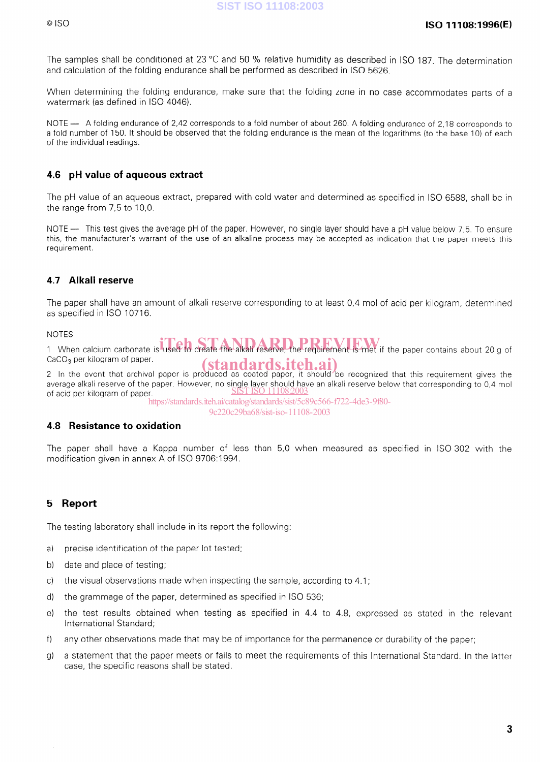The samples shall be conditioned at 23 °C and 50 % relative humidity as described in ISO 187. The determination and calculation of the folding endurance shall be performed as described in ISO 5626.

When determining the folding endurance, make sure that the folding zone in no case accommodates parts of a watermark (as defined in ISO 4046).

NOTE — A folding endurance of 2,42 corresponds to a fold number of about 260. A folding endurance of 2,18 corresponds to a fold number of 150. It should be observed that the folding endurance is the mean of the logarithms (to the base 10) of each of the individual readings.

### 4.6 pH value of aqueous extract

The pH value of an aqueous extract, prepared with cold water and determined as specified in ISO 6588, shall be in the range from 7,5 to 10,0.

NOTE — This test gives the average pH of the paper. However, no single layer should have a pH value below 7,5. To ensure this, the manufacturer's warrant of the use of an alkaline process may be accepted as indication that the paper meets this requirement.

### 4.7 Alkali reserve

The paper shall have an amount of alkali reserve corresponding to at least 0,4 mol of acid per kilogram, determined as specified in ISO 10716.

NOTES

1 When calcium carbonate is used to create the alkali reserve, the requirement is met if the paper contains about 20 g of $CaCO_3$ per kilogram of paper.

2 In the event that archival paper is produced as coated paper, it should be recognized that this requirement gives the average alkali reserve of the paper. However, no single layer should have an alkali reserve below that corresponding to 0,4 mol of acid per kilogram of paper.

### 4.8 Resistance to oxidation

The paper shall have a Kappa number of less than 5,0 when measured as specified in ISO 302 with the modification given in annex A of ISO 9706:1994.

## 5 Report

The testing laboratory shall include in its report the following:

a) precise identification of the paper lot tested;

b) date and place of testing;

c) the visual observations made when inspecting the sample, according to 4.1;

d) the grammage of the paper, determined as specified in ISO 536;

e) the test results obtained when testing as specified in 4.4 to 4.8, expressed as stated in the relevant International Standard;

f) any other observations made that may be of importance for the permanence or durability of the paper;

g) a statement that the paper meets or fails to meet the requirements of this International Standard. In the latter case, the specific reasons shall be stated.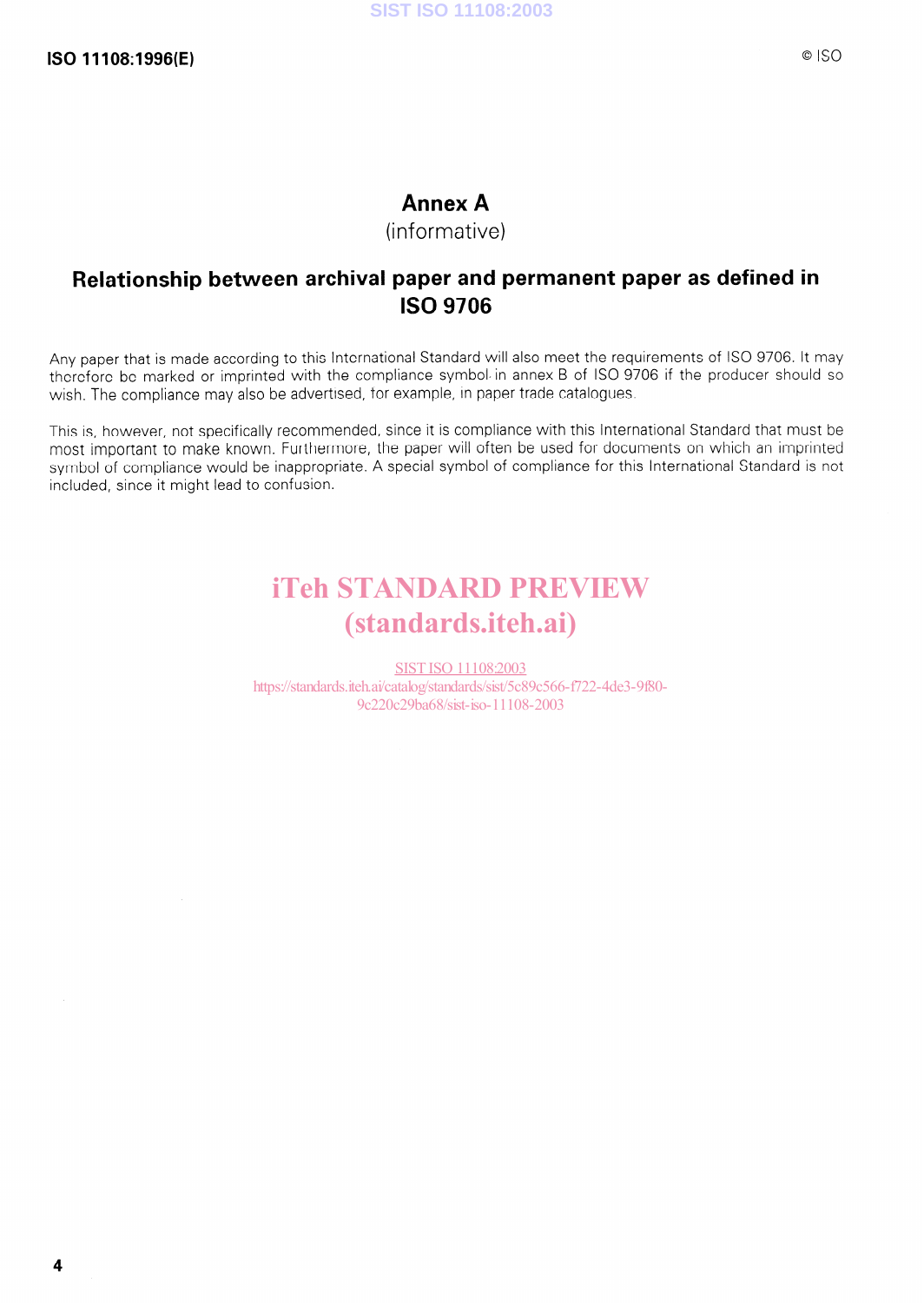# Annex A
(informative)

## Relationship between archival paper and permanent paper as defined in ISO 9706

Any paper that is made according to this International Standard will also meet the requirements of ISO 9706. It may therefore be marked or imprinted with the compliance symbol in annex B of ISO 9706 if the producer should so wish. The compliance may also be advertised, for example, in paper trade catalogues.

This is, however, not specifically recommended, since it is compliance with this International Standard that must be most important to make known. Furthermore, the paper will often be used for documents on which an imprinted symbol of compliance would be inappropriate. A special symbol of compliance for this International Standard is not included, since it might lead to confusion.